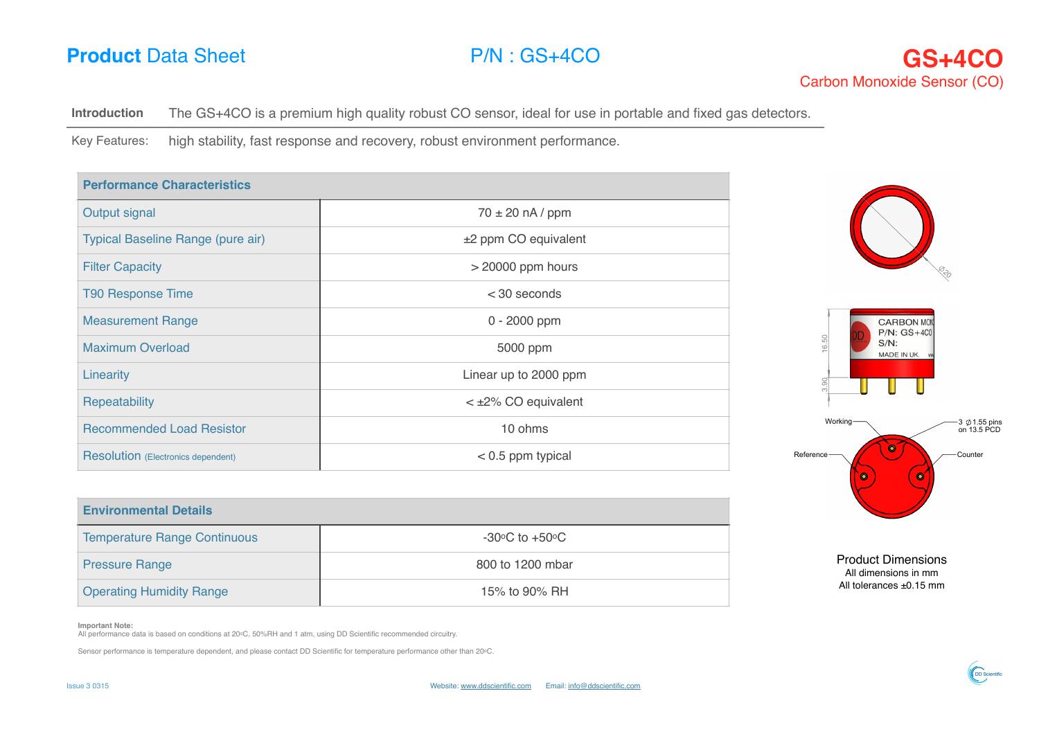# Product Data Sheet

P/N : GS+4CO

## GS+4CO

Carbon Monoxide Sensor (CO)

**Introduction** The GS+4CO is a premium high quality robust CO sensor, ideal for use in portable and fixed gas detectors.

Key Features: high stability, fast response and recovery, robust environment performance.

| Performance Characteristics | |
|---|---|
| Output signal | 70 ± 20 nA / ppm |
| Typical Baseline Range (pure air) | ±2 ppm CO equivalent |
| Filter Capacity | > 20000 ppm hours |
| T90 Response Time | < 30 seconds |
| Measurement Range | 0 - 2000 ppm |
| Maximum Overload | 5000 ppm |
| Linearity | Linear up to 2000 ppm |
| Repeatability | < ±2% CO equivalent |
| Recommended Load Resistor | 10 ohms |
| Resolution (Electronics dependent) | < 0.5 ppm typical |

| Environmental Details | |
|---|---|
| Temperature Range Continuous | -30°C to +50°C |
| Pressure Range | 800 to 1200 mbar |
| Operating Humidity Range | 15% to 90% RH |

Ø20

16.50

3.90

CARBON MON
P/N: GS+4CO
S/N:
MADE IN UK.

Working

Reference

Counter

3 Ø1.55 pins on 13.5 PCD

Product Dimensions
All dimensions in mm
All tolerances ±0.15 mm

**Important Note:**
All performance data is based on conditions at 20°C, 50%RH and 1 atm, using DD Scientific recommended circuitry.

Sensor performance is temperature dependent, and please contact DD Scientific for temperature performance other than 20°C.

Issue 3 0315

Website: www.ddscientific.com Email: info@ddscientific.com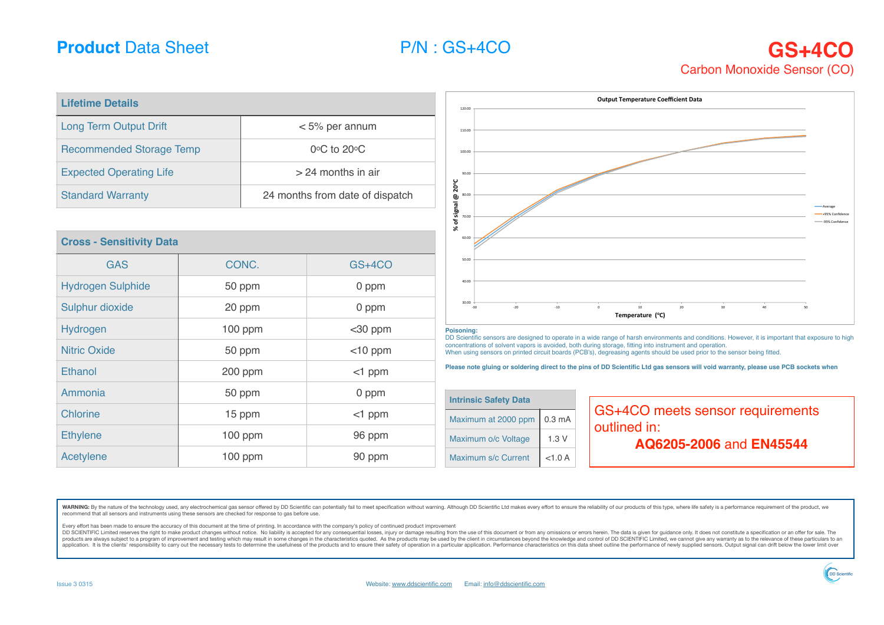**Product** Data Sheet

P/N : GS+4CO

# GS+4CO

Carbon Monoxide Sensor (CO)

| Lifetime Details | |
|---|---|
| Long Term Output Drift | < 5% per annum |
| Recommended Storage Temp | 0°C to 20°C |
| Expected Operating Life | > 24 months in air |
| Standard Warranty | 24 months from date of dispatch |

**Cross - Sensitivity Data**

| GAS | CONC. | GS+4CO |
|---|---|---|
| Hydrogen Sulphide | 50 ppm | 0 ppm |
| Sulphur dioxide | 20 ppm | 0 ppm |
| Hydrogen | 100 ppm | <30 ppm |
| Nitric Oxide | 50 ppm | <10 ppm |
| Ethanol | 200 ppm | <1 ppm |
| Ammonia | 50 ppm | 0 ppm |
| Chlorine | 15 ppm | <1 ppm |
| Ethylene | 100 ppm | 96 ppm |
| Acetylene | 100 ppm | 90 ppm |

Output Temperature Coefficient Data

120.00
110.00
100.00
90.00
80.00
70.00
60.00
50.00
40.00
30.00

% of signal @ 20°C

-30 -20 -10 0 10 20 30 40 50

Temperature (°C)

Average
+95% Confidence
-95% Confidence

**Poisoning:**
DD Scientific sensors are designed to operate in a wide range of harsh environments and conditions. However, it is important that exposure to high concentrations of solvent vapors is avoided, both during storage, fitting into instrument and operation.
When using sensors on printed circuit boards (PCB's), degreasing agents should be used prior to the sensor being fitted.

**Please note gluing or soldering direct to the pins of DD Scientific Ltd gas sensors will void warranty, please use PCB sockets when**

| Intrinsic Safety Data | |
|---|---|
| Maximum at 2000 ppm | 0.3 mA |
| Maximum o/c Voltage | 1.3 V |
| Maximum s/c Current | <1.0 A |

GS+4CO meets sensor requirements outlined in:
**AQ6205-2006** and **EN45544**

**WARNING:** By the nature of the technology used, any electrochemical gas sensor offered by DD Scientific can potentially fail to meet specification without warning. Although DD Scientific Ltd makes every effort to ensure the reliability of our products of this type, where life safety is a performance requirement of the product, we recommend that all sensors and instruments using these sensors are checked for response to gas before use.

Every effort has been made to ensure the accuracy of this document at the time of printing. In accordance with the company's policy of continued product improvement
DD SCIENTIFIC Limited reserves the right to make product changes without notice. No liability is accepted for any consequential losses, injury or damage resulting from the use of this document or from any omissions or errors herein. The data is given for guidance only. It does not constitute a specification or an offer for sale. The products are always subject to a program of improvement and testing which may result in some changes in the characteristics quoted. As the products may be used by the client in circumstances beyond the knowledge and control of DD SCIENTIFIC Limited, we cannot give any warranty as to the relevance of these particulars to an application. It is the clients' responsibility to carry out the necessary tests to determine the usefulness of the products and to ensure their safety of operation in a particular application. Performance characteristics on this data sheet outline the performance of newly supplied sensors. Output signal can drift below the lower limit over

Issue 3 0315

Website: www.ddscientific.com Email: info@ddscientific.com

DD Scientific